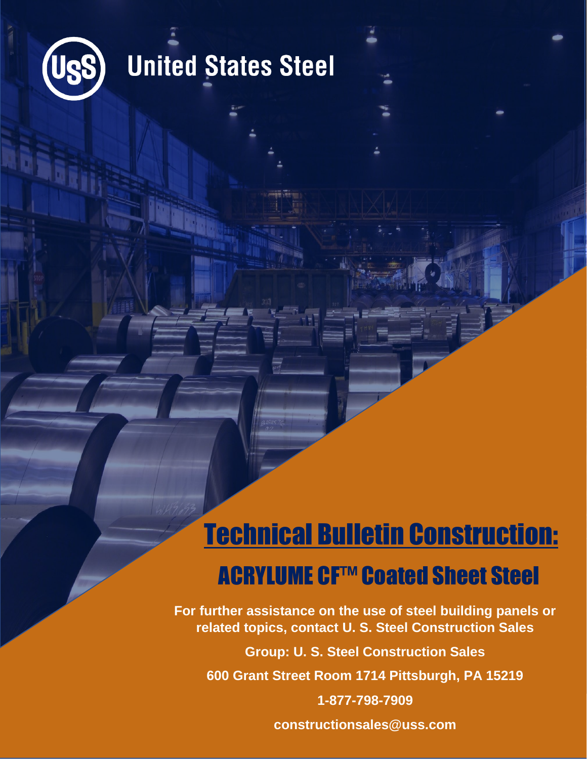United States Steel

# Technical Bulletin Construction:

## ACRYLUME CF™ Coated Sheet Steel

**For further assistance on the use of steel building panels or related topics, contact U. S. Steel Construction Sales**

**Group: U. S. Steel Construction Sales**

**600 Grant Street Room 1714 Pittsburgh, PA 15219**

**1-877-798-7909**

**constructionsales@uss.com**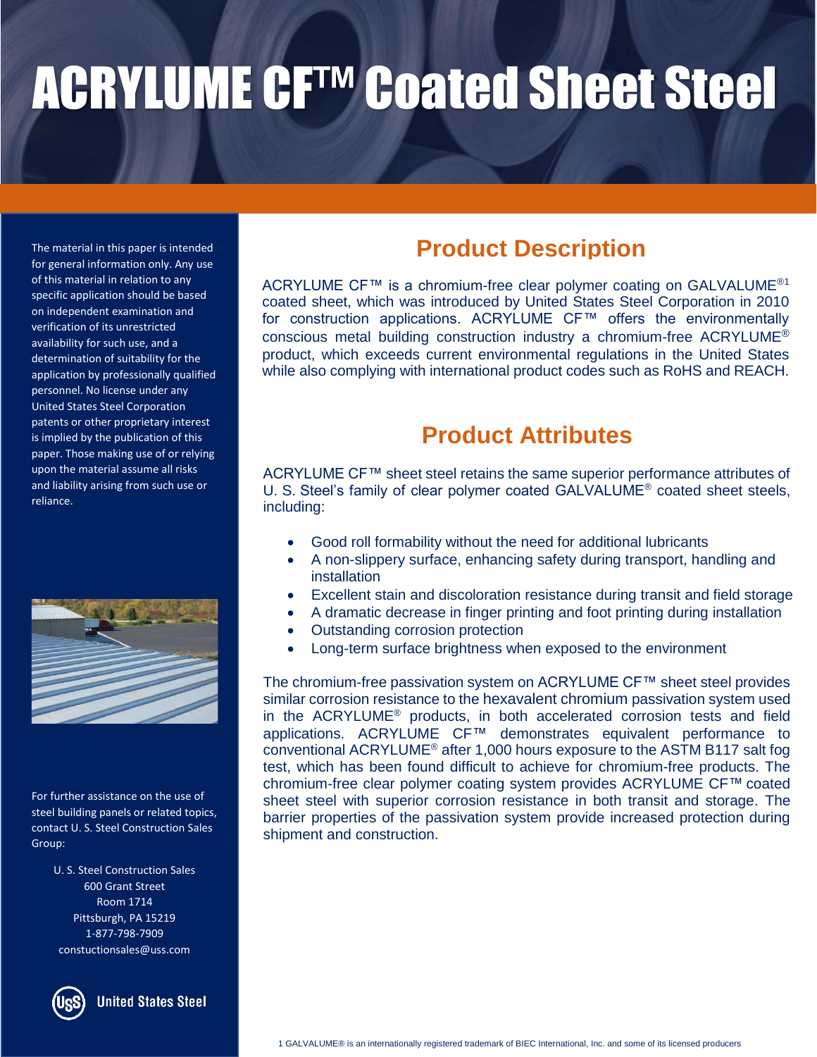# ACRYLUME CF™ Coated Sheet Steel

The material in this paper is intended for general information only. Any use of this material in relation to any specific application should be based on independent examination and verification of its unrestricted availability for such use, and a determination of suitability for the application by professionally qualified personnel. No license under any United States Steel Corporation patents or other proprietary interest is implied by the publication of this paper. Those making use of or relying upon the material assume all risks and liability arising from such use or reliance.

For further assistance on the use of steel building panels or related topics, contact U. S. Steel Construction Sales Group:

U. S. Steel Construction Sales
600 Grant Street
Room 1714
Pittsburgh, PA 15219
1-877-798-7909
constuctionsales@uss.com

United States Steel

## Product Description

ACRYLUME CF™ is a chromium-free clear polymer coating on GALVALUME®[1] coated sheet, which was introduced by United States Steel Corporation in 2010 for construction applications. ACRYLUME CF™ offers the environmentally conscious metal building construction industry a chromium-free ACRYLUME® product, which exceeds current environmental regulations in the United States while also complying with international product codes such as RoHS and REACH.

## Product Attributes

ACRYLUME CF™ sheet steel retains the same superior performance attributes of U. S. Steel's family of clear polymer coated GALVALUME® coated sheet steels, including:

- Good roll formability without the need for additional lubricants
- A non-slippery surface, enhancing safety during transport, handling and installation
- Excellent stain and discoloration resistance during transit and field storage
- A dramatic decrease in finger printing and foot printing during installation
- Outstanding corrosion protection
- Long-term surface brightness when exposed to the environment

The chromium-free passivation system on ACRYLUME CF™ sheet steel provides similar corrosion resistance to the hexavalent chromium passivation system used in the ACRYLUME® products, in both accelerated corrosion tests and field applications. ACRYLUME CF™ demonstrates equivalent performance to conventional ACRYLUME® after 1,000 hours exposure to the ASTM B117 salt fog test, which has been found difficult to achieve for chromium-free products. The chromium-free clear polymer coating system provides ACRYLUME CF™ coated sheet steel with superior corrosion resistance in both transit and storage. The barrier properties of the passivation system provide increased protection during shipment and construction.

1 GALVALUME® is an internationally registered trademark of BIEC International, Inc. and some of its licensed producers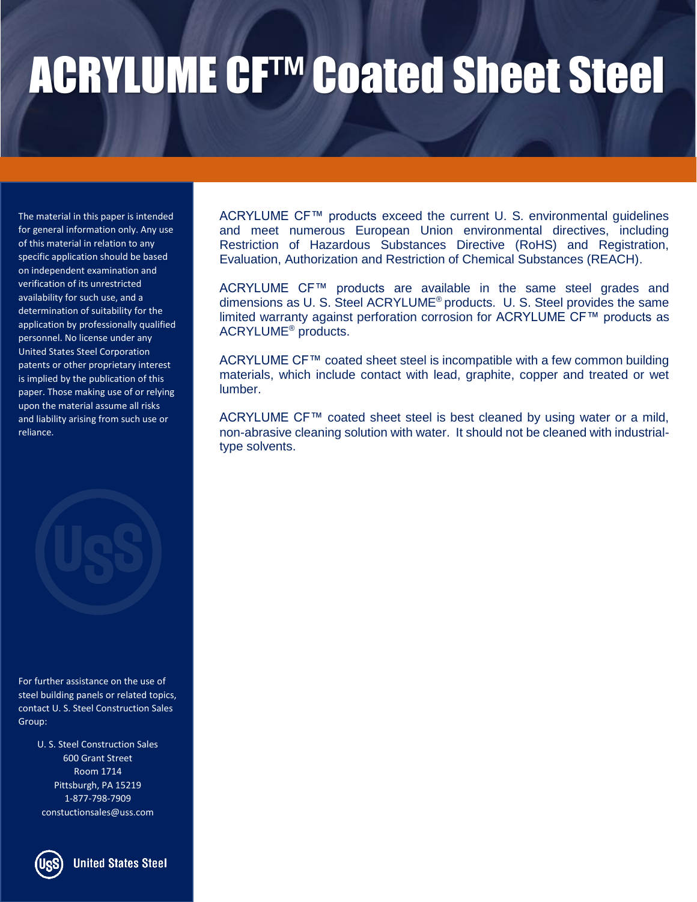# ACRYLUME CF™ Coated Sheet Steel

The material in this paper is intended for general information only. Any use of this material in relation to any specific application should be based on independent examination and verification of its unrestricted availability for such use, and a determination of suitability for the application by professionally qualified personnel. No license under any United States Steel Corporation patents or other proprietary interest is implied by the publication of this paper. Those making use of or relying upon the material assume all risks and liability arising from such use or reliance.

ACRYLUME CF™ products exceed the current U. S. environmental guidelines and meet numerous European Union environmental directives, including Restriction of Hazardous Substances Directive (RoHS) and Registration, Evaluation, Authorization and Restriction of Chemical Substances (REACH).

ACRYLUME CF™ products are available in the same steel grades and dimensions as U. S. Steel ACRYLUME® products. U. S. Steel provides the same limited warranty against perforation corrosion for ACRYLUME CF™ products as ACRYLUME® products.

ACRYLUME CF™ coated sheet steel is incompatible with a few common building materials, which include contact with lead, graphite, copper and treated or wet lumber.

ACRYLUME CF™ coated sheet steel is best cleaned by using water or a mild, non-abrasive cleaning solution with water. It should not be cleaned with industrial-type solvents.

For further assistance on the use of steel building panels or related topics, contact U. S. Steel Construction Sales Group:

U. S. Steel Construction Sales
600 Grant Street
Room 1714
Pittsburgh, PA 15219
1-877-798-7909
constuctionsales@uss.com

United States Steel